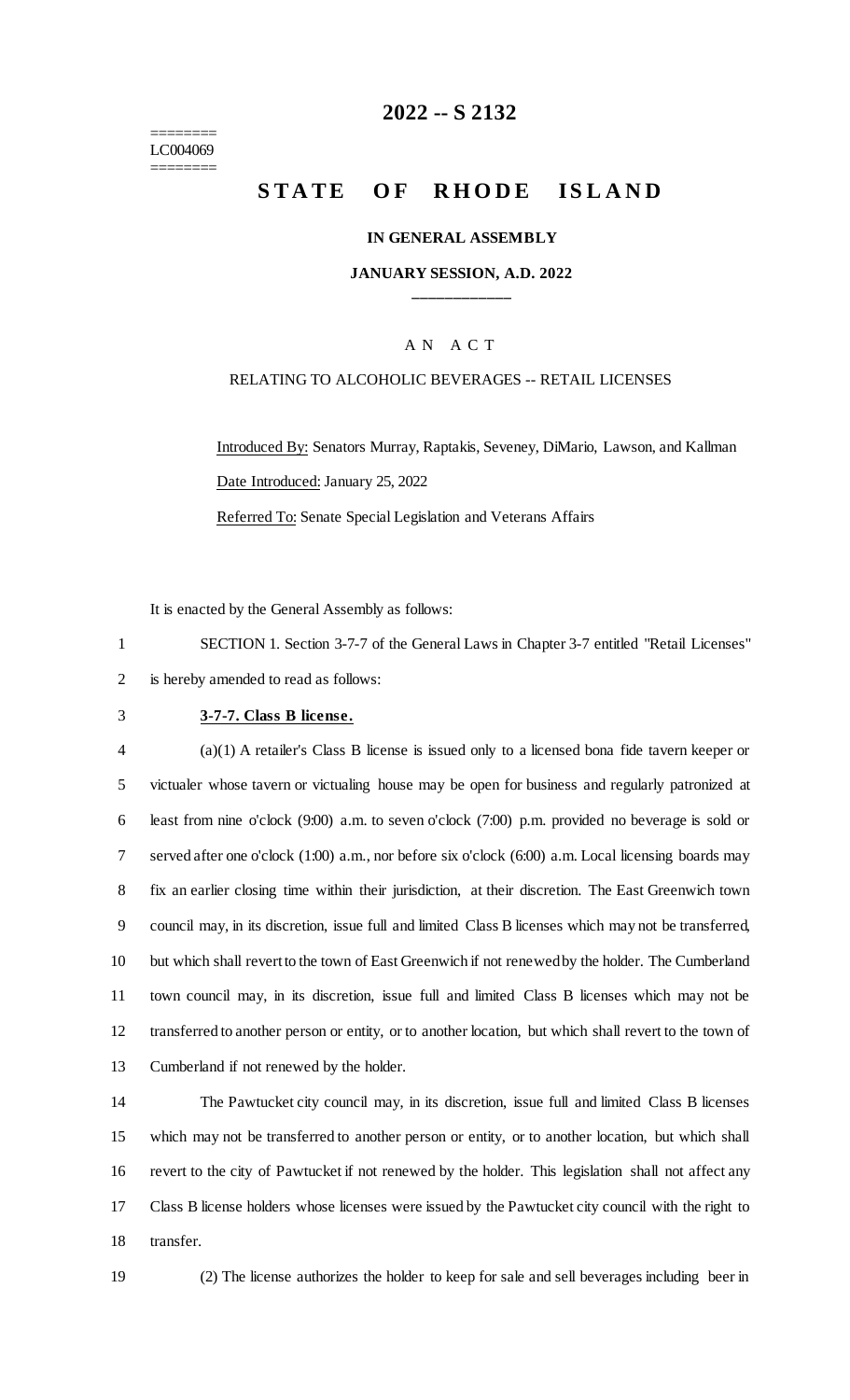========
LC004069
========

# 2022 -- S 2132

# STATE OF RHODE ISLAND

**IN GENERAL ASSEMBLY**

**JANUARY SESSION, A.D. 2022**

____________

A N A C T

RELATING TO ALCOHOLIC BEVERAGES -- RETAIL LICENSES

Introduced By: Senators Murray, Raptakis, Seveney, DiMario, Lawson, and Kallman

Date Introduced: January 25, 2022

Referred To: Senate Special Legislation and Veterans Affairs

It is enacted by the General Assembly as follows:

1 SECTION 1. Section 3-7-7 of the General Laws in Chapter 3-7 entitled "Retail Licenses"
2 is hereby amended to read as follows:

3 **3-7-7. Class B license.**

4 (a)(1) A retailer's Class B license is issued only to a licensed bona fide tavern keeper or
5 victualer whose tavern or victualing house may be open for business and regularly patronized at
6 least from nine o'clock (9:00) a.m. to seven o'clock (7:00) p.m. provided no beverage is sold or
7 served after one o'clock (1:00) a.m., nor before six o'clock (6:00) a.m. Local licensing boards may
8 fix an earlier closing time within their jurisdiction, at their discretion. The East Greenwich town
9 council may, in its discretion, issue full and limited Class B licenses which may not be transferred,
10 but which shall revert to the town of East Greenwich if not renewed by the holder. The Cumberland
11 town council may, in its discretion, issue full and limited Class B licenses which may not be
12 transferred to another person or entity, or to another location, but which shall revert to the town of
13 Cumberland if not renewed by the holder.

14 The Pawtucket city council may, in its discretion, issue full and limited Class B licenses
15 which may not be transferred to another person or entity, or to another location, but which shall
16 revert to the city of Pawtucket if not renewed by the holder. This legislation shall not affect any
17 Class B license holders whose licenses were issued by the Pawtucket city council with the right to
18 transfer.

19 (2) The license authorizes the holder to keep for sale and sell beverages including beer in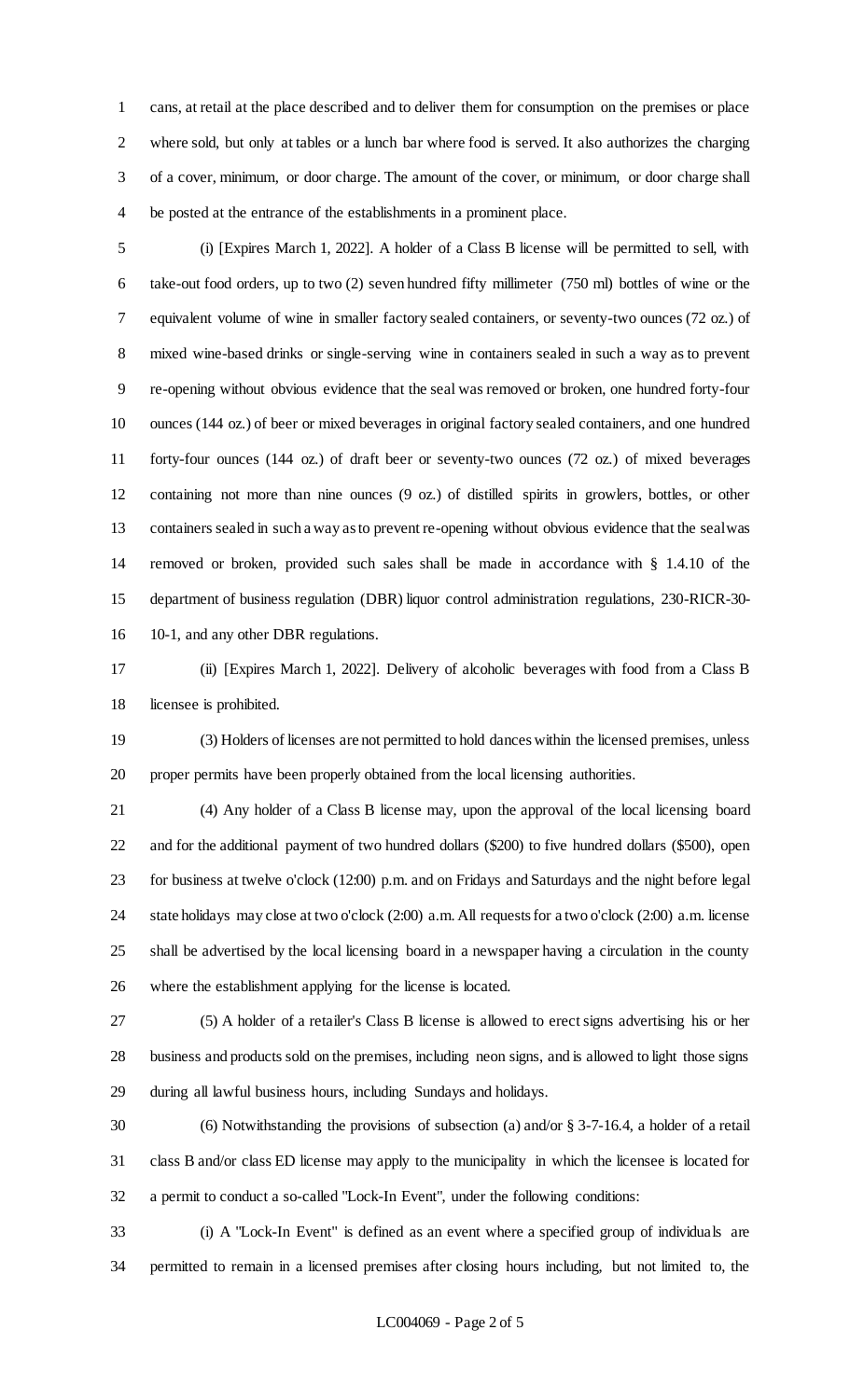cans, at retail at the place described and to deliver them for consumption on the premises or place where sold, but only at tables or a lunch bar where food is served. It also authorizes the charging of a cover, minimum, or door charge. The amount of the cover, or minimum, or door charge shall be posted at the entrance of the establishments in a prominent place.

(i) [Expires March 1, 2022]. A holder of a Class B license will be permitted to sell, with take-out food orders, up to two (2) seven hundred fifty millimeter (750 ml) bottles of wine or the equivalent volume of wine in smaller factory sealed containers, or seventy-two ounces (72 oz.) of mixed wine-based drinks or single-serving wine in containers sealed in such a way as to prevent re-opening without obvious evidence that the seal was removed or broken, one hundred forty-four ounces (144 oz.) of beer or mixed beverages in original factory sealed containers, and one hundred forty-four ounces (144 oz.) of draft beer or seventy-two ounces (72 oz.) of mixed beverages containing not more than nine ounces (9 oz.) of distilled spirits in growlers, bottles, or other containers sealed in such a way as to prevent re-opening without obvious evidence that the seal was removed or broken, provided such sales shall be made in accordance with § 1.4.10 of the department of business regulation (DBR) liquor control administration regulations, 230-RICR-30-10-1, and any other DBR regulations.

(ii) [Expires March 1, 2022]. Delivery of alcoholic beverages with food from a Class B licensee is prohibited.

(3) Holders of licenses are not permitted to hold dances within the licensed premises, unless proper permits have been properly obtained from the local licensing authorities.

(4) Any holder of a Class B license may, upon the approval of the local licensing board and for the additional payment of two hundred dollars ($200) to five hundred dollars ($500), open for business at twelve o'clock (12:00) p.m. and on Fridays and Saturdays and the night before legal state holidays may close at two o'clock (2:00) a.m. All requests for a two o'clock (2:00) a.m. license shall be advertised by the local licensing board in a newspaper having a circulation in the county where the establishment applying for the license is located.

(5) A holder of a retailer's Class B license is allowed to erect signs advertising his or her business and products sold on the premises, including neon signs, and is allowed to light those signs during all lawful business hours, including Sundays and holidays.

(6) Notwithstanding the provisions of subsection (a) and/or § 3-7-16.4, a holder of a retail class B and/or class ED license may apply to the municipality in which the licensee is located for a permit to conduct a so-called "Lock-In Event", under the following conditions:

(i) A "Lock-In Event" is defined as an event where a specified group of individuals are permitted to remain in a licensed premises after closing hours including, but not limited to, the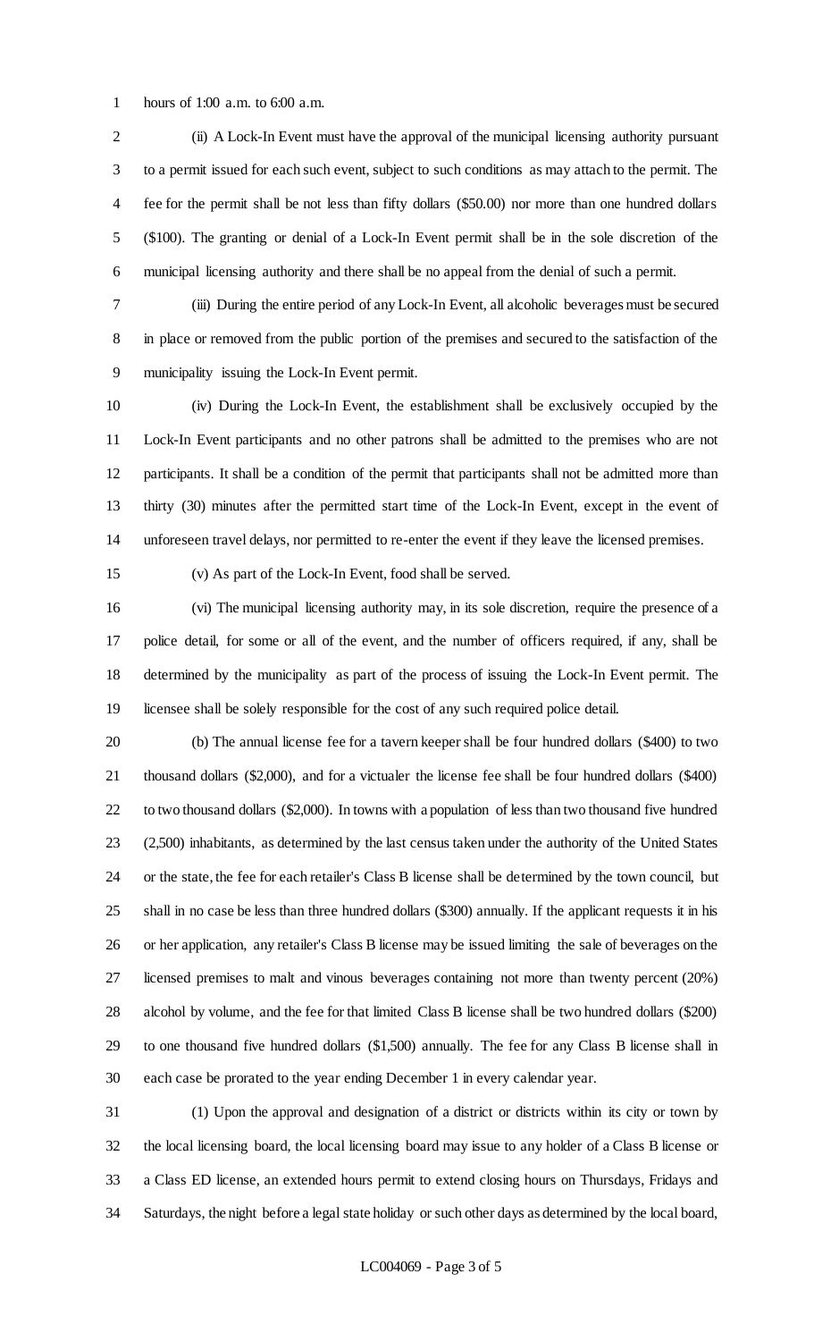hours of 1:00 a.m. to 6:00 a.m.

(ii) A Lock-In Event must have the approval of the municipal licensing authority pursuant to a permit issued for each such event, subject to such conditions as may attach to the permit. The fee for the permit shall be not less than fifty dollars ($50.00) nor more than one hundred dollars ($100). The granting or denial of a Lock-In Event permit shall be in the sole discretion of the municipal licensing authority and there shall be no appeal from the denial of such a permit.

(iii) During the entire period of any Lock-In Event, all alcoholic beverages must be secured in place or removed from the public portion of the premises and secured to the satisfaction of the municipality issuing the Lock-In Event permit.

(iv) During the Lock-In Event, the establishment shall be exclusively occupied by the Lock-In Event participants and no other patrons shall be admitted to the premises who are not participants. It shall be a condition of the permit that participants shall not be admitted more than thirty (30) minutes after the permitted start time of the Lock-In Event, except in the event of unforeseen travel delays, nor permitted to re-enter the event if they leave the licensed premises.

(v) As part of the Lock-In Event, food shall be served.

(vi) The municipal licensing authority may, in its sole discretion, require the presence of a police detail, for some or all of the event, and the number of officers required, if any, shall be determined by the municipality as part of the process of issuing the Lock-In Event permit. The licensee shall be solely responsible for the cost of any such required police detail.

(b) The annual license fee for a tavern keeper shall be four hundred dollars ($400) to two thousand dollars ($2,000), and for a victualer the license fee shall be four hundred dollars ($400) to two thousand dollars ($2,000). In towns with a population of less than two thousand five hundred (2,500) inhabitants, as determined by the last census taken under the authority of the United States or the state, the fee for each retailer's Class B license shall be determined by the town council, but shall in no case be less than three hundred dollars ($300) annually. If the applicant requests it in his or her application, any retailer's Class B license may be issued limiting the sale of beverages on the licensed premises to malt and vinous beverages containing not more than twenty percent (20%) alcohol by volume, and the fee for that limited Class B license shall be two hundred dollars ($200) to one thousand five hundred dollars ($1,500) annually. The fee for any Class B license shall in each case be prorated to the year ending December 1 in every calendar year.

(1) Upon the approval and designation of a district or districts within its city or town by the local licensing board, the local licensing board may issue to any holder of a Class B license or a Class ED license, an extended hours permit to extend closing hours on Thursdays, Fridays and Saturdays, the night before a legal state holiday or such other days as determined by the local board,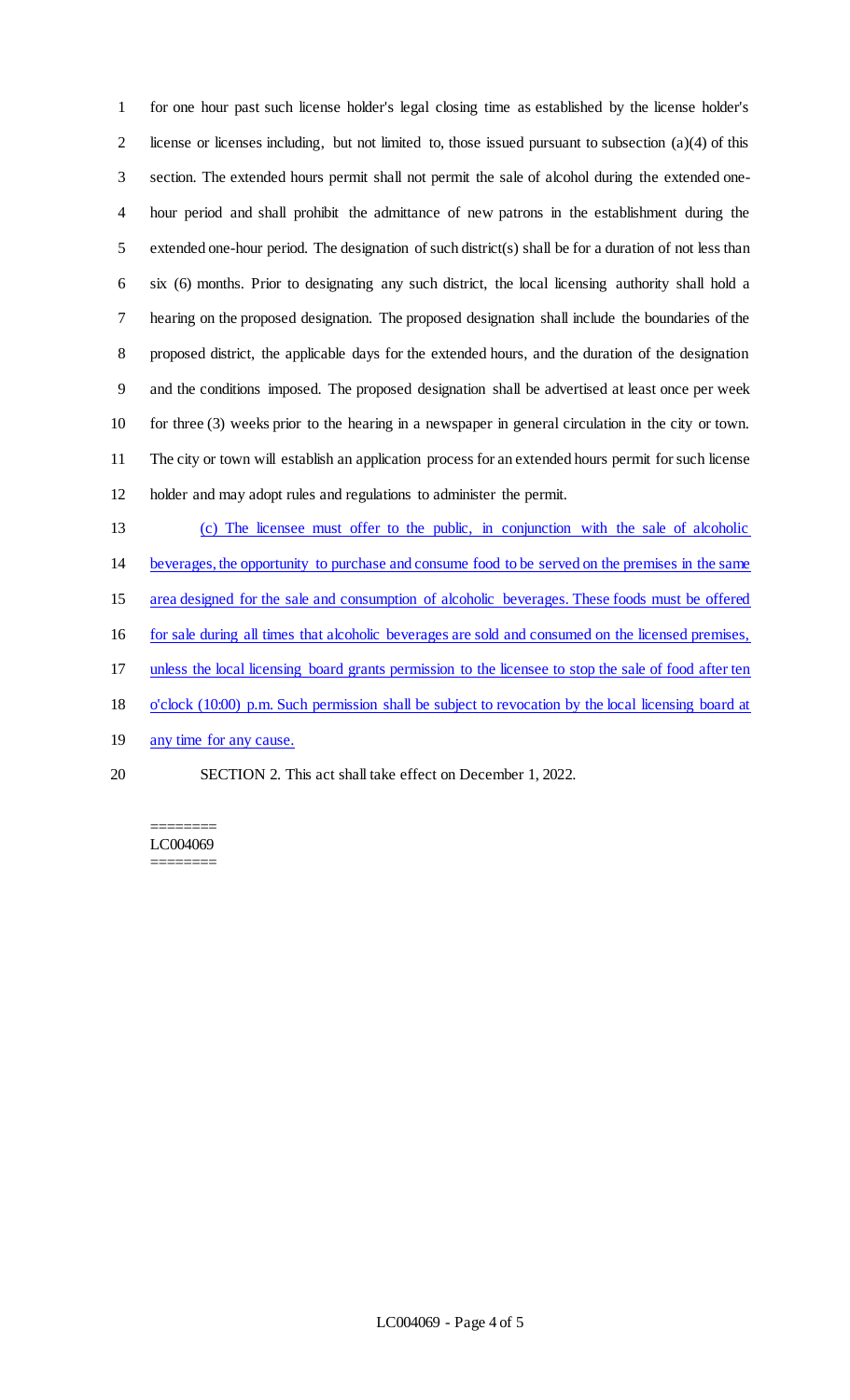for one hour past such license holder's legal closing time as established by the license holder's license or licenses including, but not limited to, those issued pursuant to subsection (a)(4) of this section. The extended hours permit shall not permit the sale of alcohol during the extended one-hour period and shall prohibit the admittance of new patrons in the establishment during the extended one-hour period. The designation of such district(s) shall be for a duration of not less than six (6) months. Prior to designating any such district, the local licensing authority shall hold a hearing on the proposed designation. The proposed designation shall include the boundaries of the proposed district, the applicable days for the extended hours, and the duration of the designation and the conditions imposed. The proposed designation shall be advertised at least once per week for three (3) weeks prior to the hearing in a newspaper in general circulation in the city or town. The city or town will establish an application process for an extended hours permit for such license holder and may adopt rules and regulations to administer the permit.

<u>(c) The licensee must offer to the public, in conjunction with the sale of alcoholic beverages, the opportunity to purchase and consume food to be served on the premises in the same area designed for the sale and consumption of alcoholic beverages. These foods must be offered for sale during all times that alcoholic beverages are sold and consumed on the licensed premises, unless the local licensing board grants permission to the licensee to stop the sale of food after ten o'clock (10:00) p.m. Such permission shall be subject to revocation by the local licensing board at any time for any cause.</u>

SECTION 2. This act shall take effect on December 1, 2022.

========
LC004069
========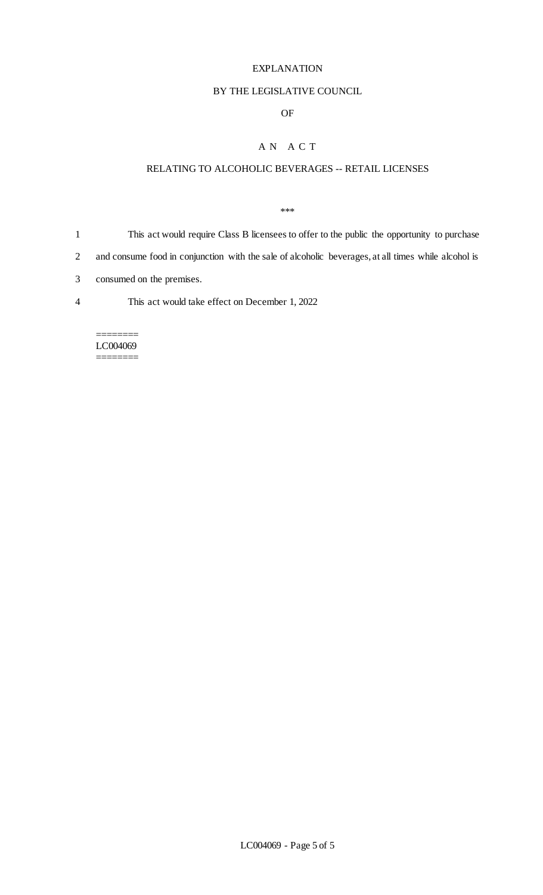EXPLANATION

BY THE LEGISLATIVE COUNCIL

OF

A N A C T

RELATING TO ALCOHOLIC BEVERAGES -- RETAIL LICENSES

\*\*\*

This act would require Class B licensees to offer to the public the opportunity to purchase and consume food in conjunction with the sale of alcoholic beverages, at all times while alcohol is consumed on the premises.

This act would take effect on December 1, 2022

========
LC004069
========